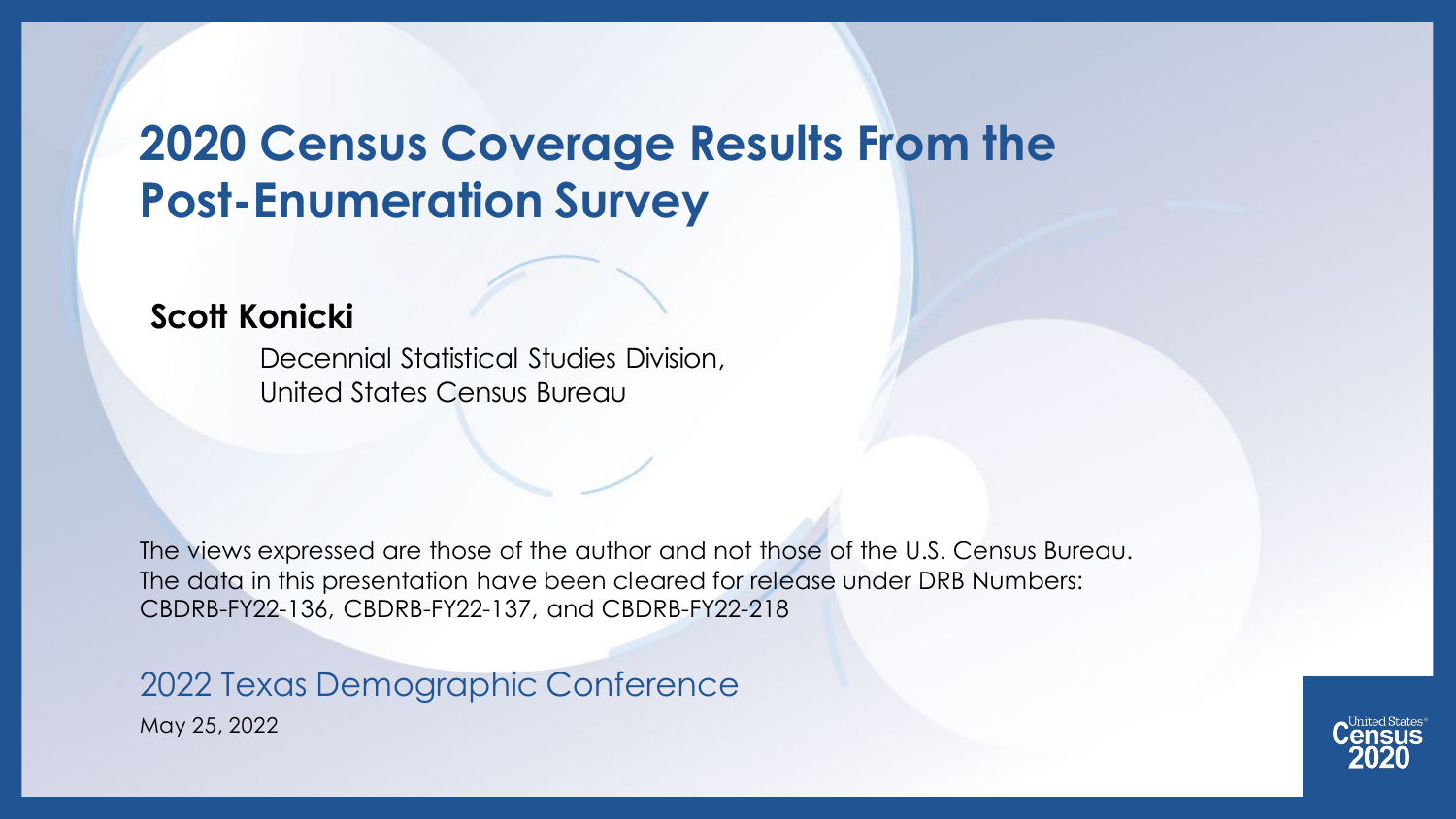# 2020 Census Coverage Results From the Post-Enumeration Survey

**Scott Konicki**

Decennial Statistical Studies Division,
United States Census Bureau

The views expressed are those of the author and not those of the U.S. Census Bureau.
The data in this presentation have been cleared for release under DRB Numbers:
CBDRB-FY22-136, CBDRB-FY22-137, and CBDRB-FY22-218

2022 Texas Demographic Conference

May 25, 2022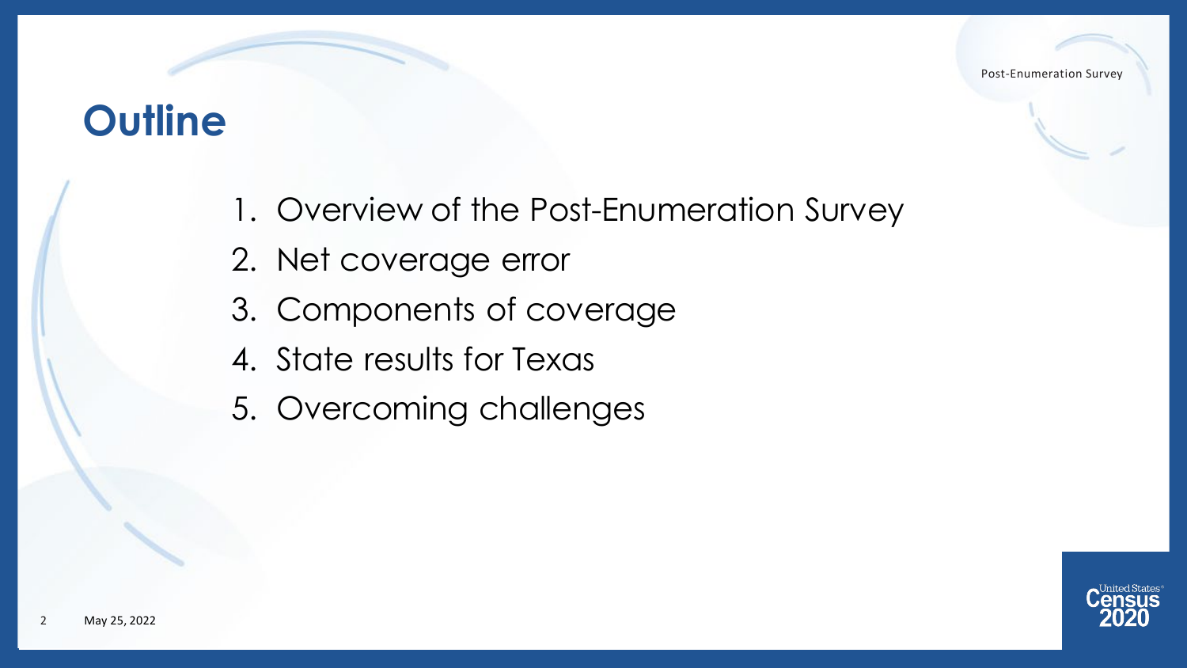# Outline

1. Overview of the Post-Enumeration Survey
2. Net coverage error
3. Components of coverage
4. State results for Texas
5. Overcoming challenges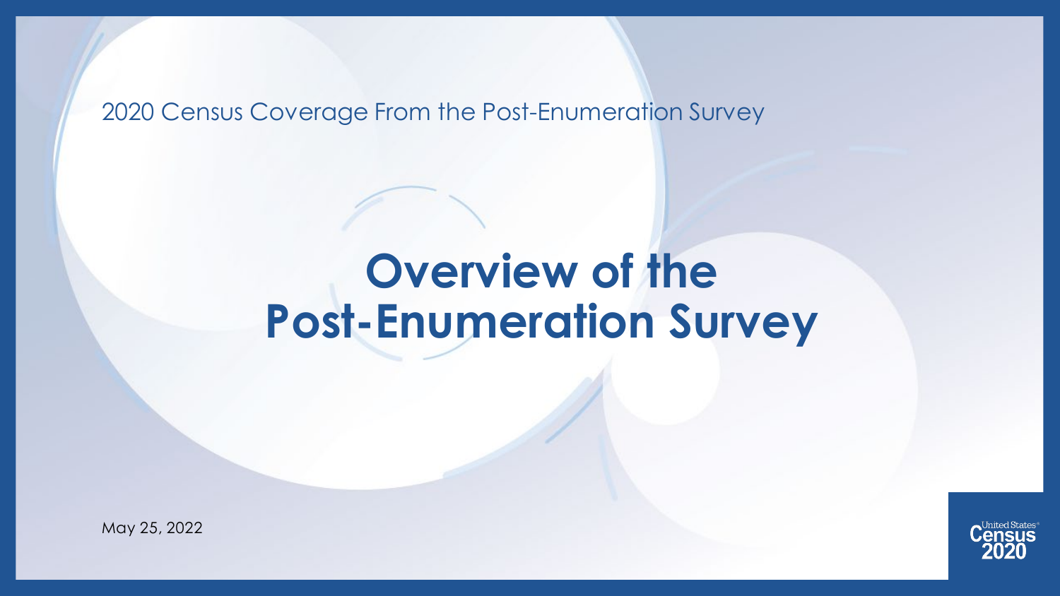2020 Census Coverage From the Post-Enumeration Survey

# Overview of the Post-Enumeration Survey

May 25, 2022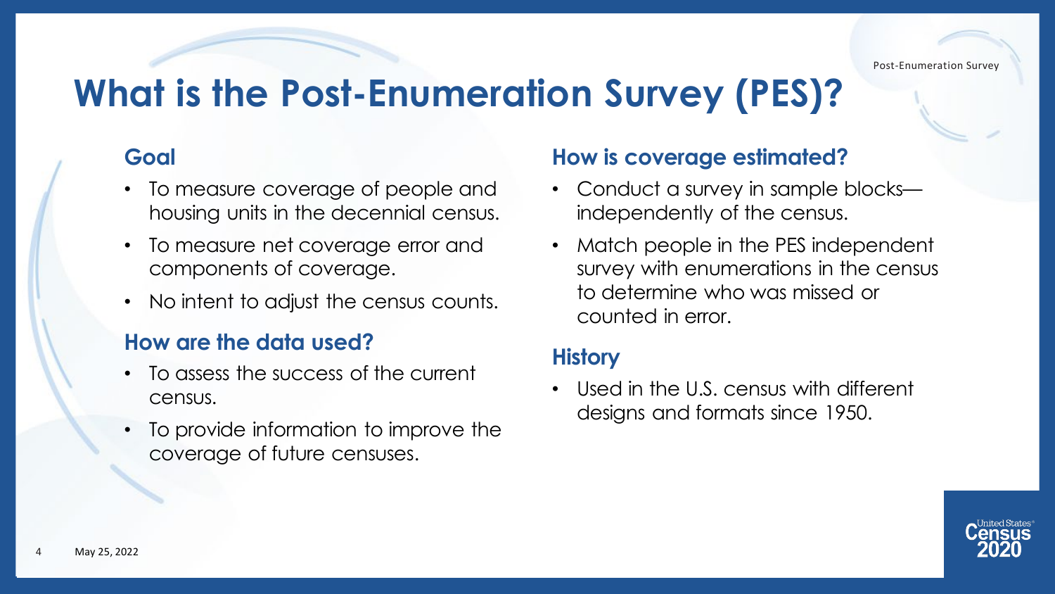# What is the Post-Enumeration Survey (PES)?

## Goal

- To measure coverage of people and housing units in the decennial census.
- To measure net coverage error and components of coverage.
- No intent to adjust the census counts.

## How are the data used?

- To assess the success of the current census.
- To provide information to improve the coverage of future censuses.

## How is coverage estimated?

- Conduct a survey in sample blocks—independently of the census.
- Match people in the PES independent survey with enumerations in the census to determine who was missed or counted in error.

## History

- Used in the U.S. census with different designs and formats since 1950.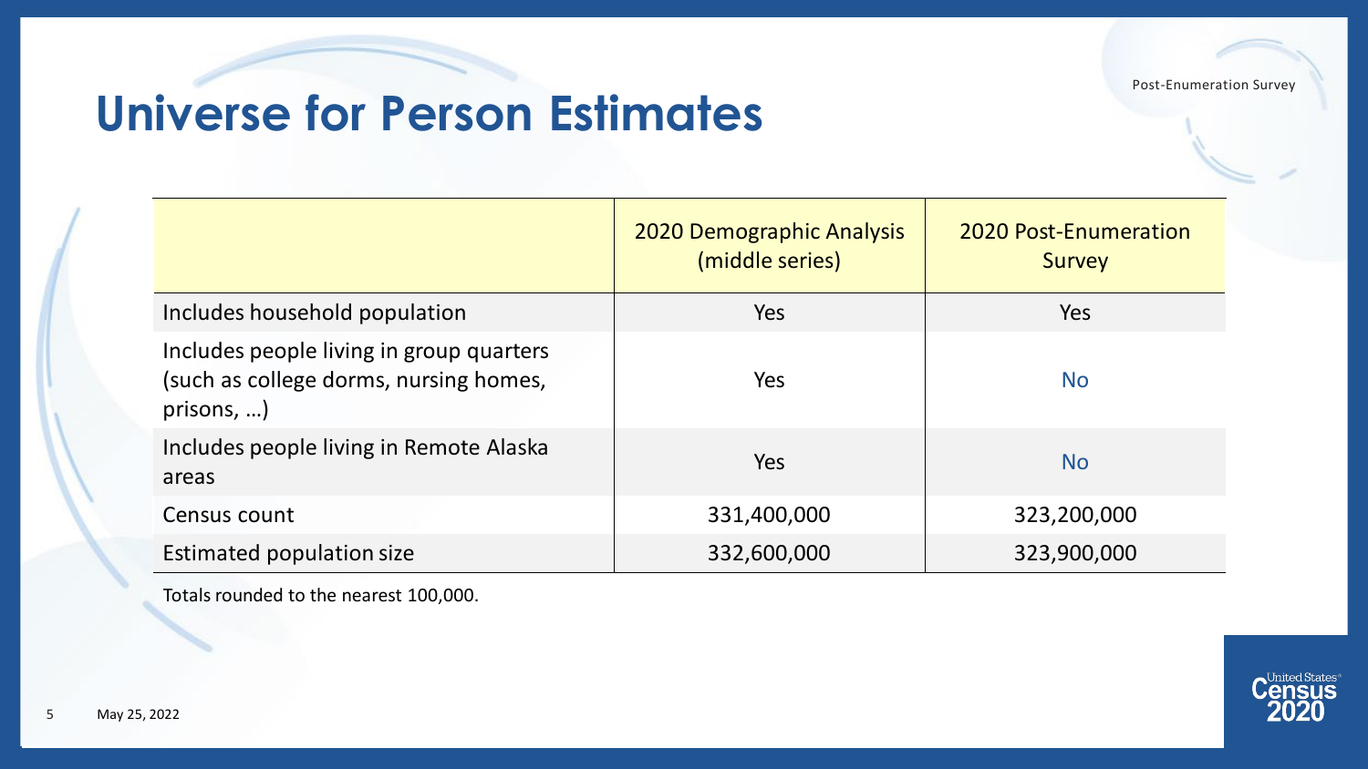# Universe for Person Estimates

| | 2020 Demographic Analysis (middle series) | 2020 Post-Enumeration Survey |
|---|---|---|
| Includes household population | Yes | Yes |
| Includes people living in group quarters (such as college dorms, nursing homes, prisons, …) | Yes | No |
| Includes people living in Remote Alaska areas | Yes | No |
| Census count | 331,400,000 | 323,200,000 |
| Estimated population size | 332,600,000 | 323,900,000 |

Totals rounded to the nearest 100,000.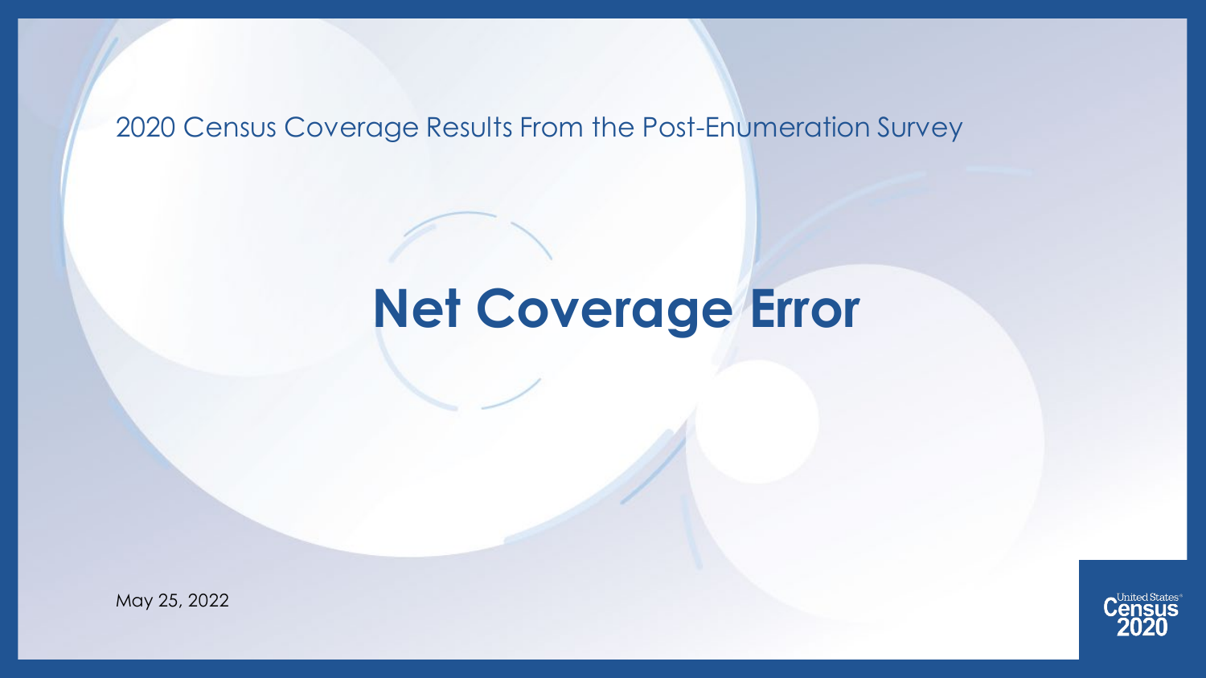2020 Census Coverage Results From the Post-Enumeration Survey

# Net Coverage Error

May 25, 2022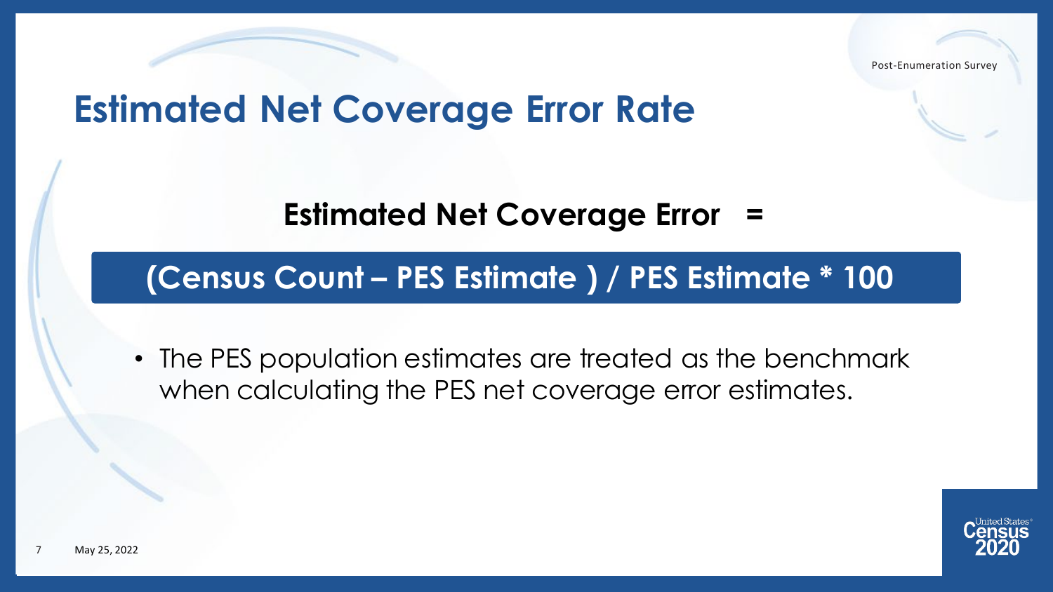# Estimated Net Coverage Error Rate

**Estimated Net Coverage Error =**

**(Census Count – PES Estimate ) / PES Estimate * 100**

- The PES population estimates are treated as the benchmark when calculating the PES net coverage error estimates.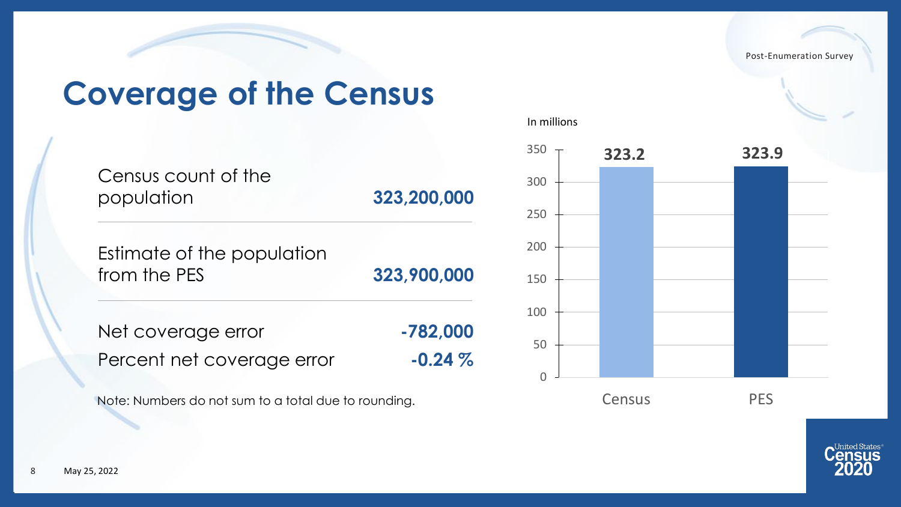# Coverage of the Census

| | |
|---|---|
| Census count of the population | **323,200,000** |
| Estimate of the population from the PES | **323,900,000** |
| Net coverage error | **-782,000** |
| Percent net coverage error | **-0.24 %** |

Note: Numbers do not sum to a total due to rounding.

In millions

| | Census | PES |
|---|---|---|
| Population (millions) | 323.2 | 323.9 |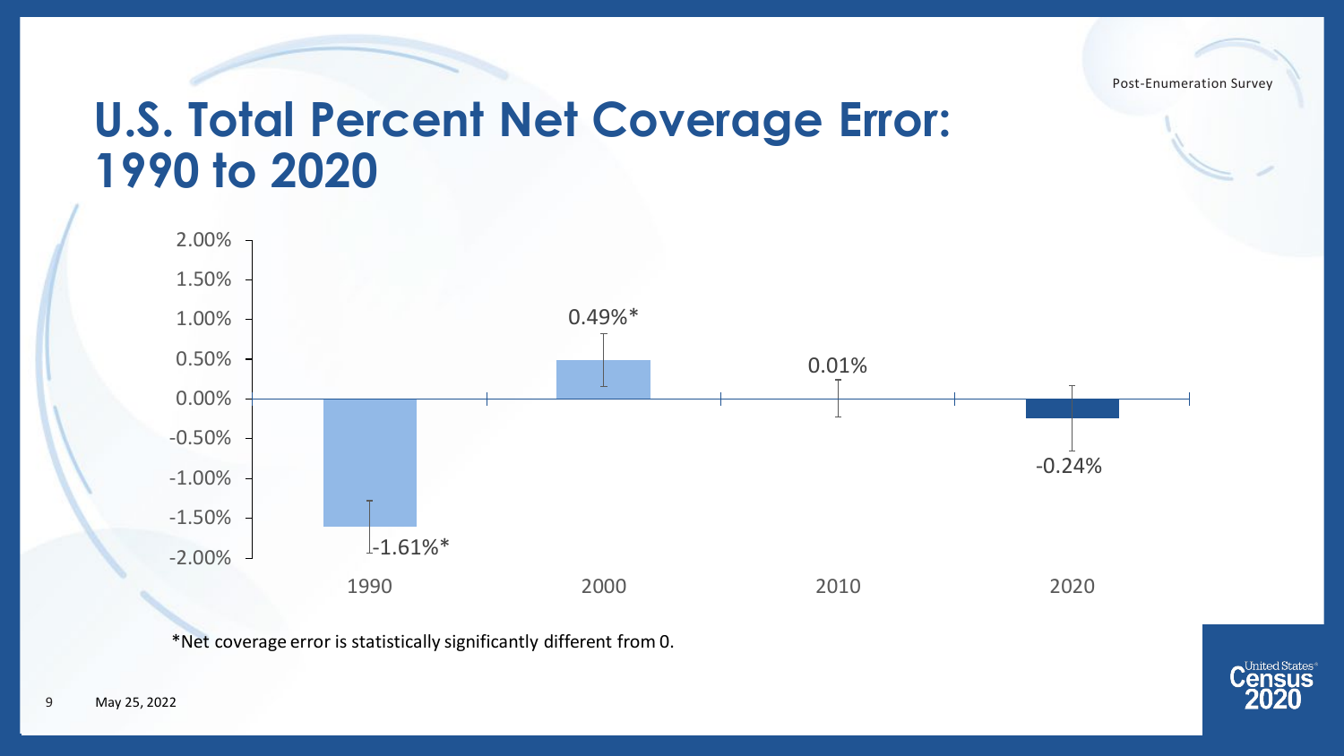# U.S. Total Percent Net Coverage Error: 1990 to 2020

| Year | Net Coverage Error |
|---|---|
| 1990 | -1.61%* |
| 2000 | 0.49%* |
| 2010 | 0.01% |
| 2020 | -0.24% |

*Net coverage error is statistically significantly different from 0.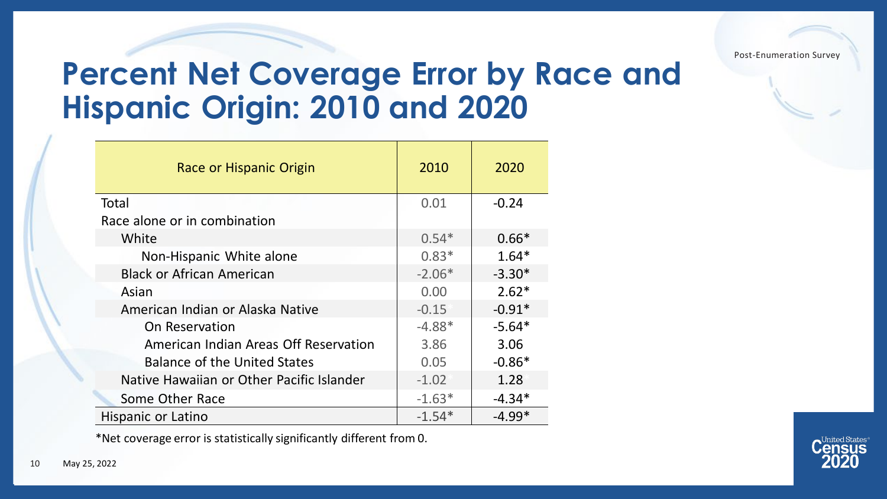# Percent Net Coverage Error by Race and Hispanic Origin: 2010 and 2020

| Race or Hispanic Origin | 2010 | 2020 |
|---|---|---|
| Total | 0.01 | -0.24 |
| Race alone or in combination | | |
| White | 0.54* | 0.66* |
| Non-Hispanic White alone | 0.83* | 1.64* |
| Black or African American | -2.06* | -3.30* |
| Asian | 0.00 | 2.62* |
| American Indian or Alaska Native | -0.15 | -0.91* |
| On Reservation | -4.88* | -5.64* |
| American Indian Areas Off Reservation | 3.86 | 3.06 |
| Balance of the United States | 0.05 | -0.86* |
| Native Hawaiian or Other Pacific Islander | -1.02 | 1.28 |
| Some Other Race | -1.63* | -4.34* |
| Hispanic or Latino | -1.54* | -4.99* |

*Net coverage error is statistically significantly different from 0.

May 25, 2022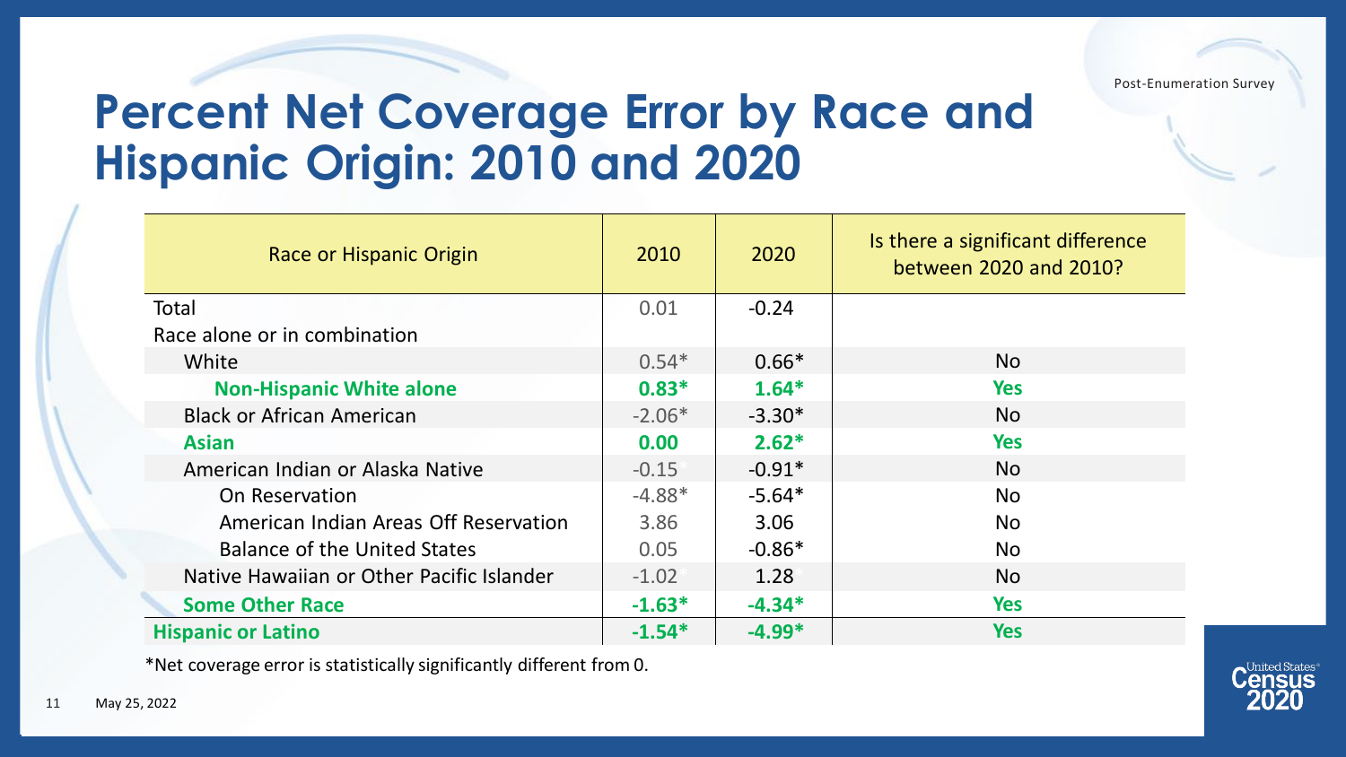Post-Enumeration Survey

# Percent Net Coverage Error by Race and Hispanic Origin: 2010 and 2020

| Race or Hispanic Origin | 2010 | 2020 | Is there a significant difference between 2020 and 2010? |
|---|---|---|---|
| Total | 0.01 | -0.24 | |
| Race alone or in combination | | | |
| White | 0.54* | 0.66* | No |
| **Non-Hispanic White alone** | **0.83*** | **1.64*** | **Yes** |
| Black or African American | -2.06* | -3.30* | No |
| **Asian** | **0.00** | **2.62*** | **Yes** |
| American Indian or Alaska Native | -0.15 | -0.91* | No |
| On Reservation | -4.88* | -5.64* | No |
| American Indian Areas Off Reservation | 3.86 | 3.06 | No |
| Balance of the United States | 0.05 | -0.86* | No |
| Native Hawaiian or Other Pacific Islander | -1.02 | 1.28 | No |
| **Some Other Race** | **-1.63*** | **-4.34*** | **Yes** |
| **Hispanic or Latino** | **-1.54*** | **-4.99*** | **Yes** |

*Net coverage error is statistically significantly different from 0.

May 25, 2022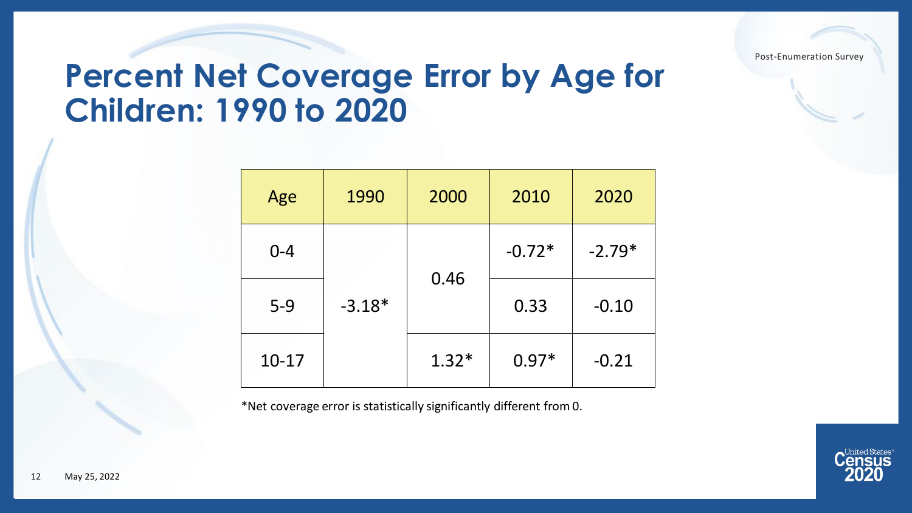# Percent Net Coverage Error by Age for Children: 1990 to 2020

| Age | 1990 | 2000 | 2010 | 2020 |
|---|---|---|---|---|
| 0-4 | -3.18* | 0.46 | -0.72* | -2.79* |
| 5-9 | | | 0.33 | -0.10 |
| 10-17 | | 1.32* | 0.97* | -0.21 |

*Net coverage error is statistically significantly different from 0.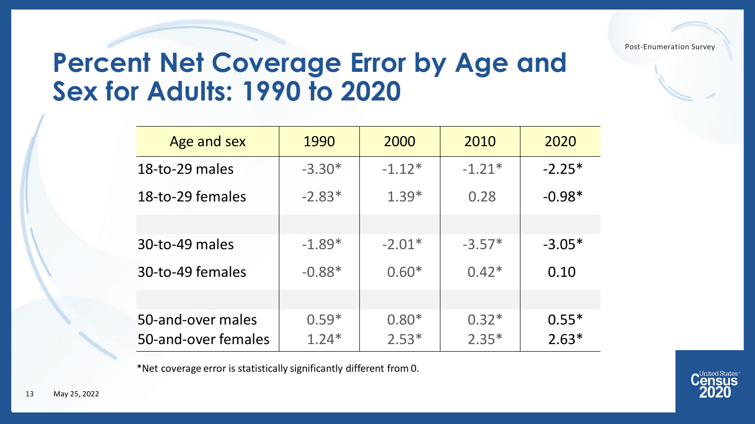# Percent Net Coverage Error by Age and Sex for Adults: 1990 to 2020

| Age and sex | 1990 | 2000 | 2010 | 2020 |
|---|---|---|---|---|
| 18-to-29 males | -3.30* | -1.12* | -1.21* | -2.25* |
| 18-to-29 females | -2.83* | 1.39* | 0.28 | -0.98* |
| | | | | |
| 30-to-49 males | -1.89* | -2.01* | -3.57* | -3.05* |
| 30-to-49 females | -0.88* | 0.60* | 0.42* | 0.10 |
| | | | | |
| 50-and-over males | 0.59* | 0.80* | 0.32* | 0.55* |
| 50-and-over females | 1.24* | 2.53* | 2.35* | 2.63* |

*Net coverage error is statistically significantly different from 0.

May 25, 2022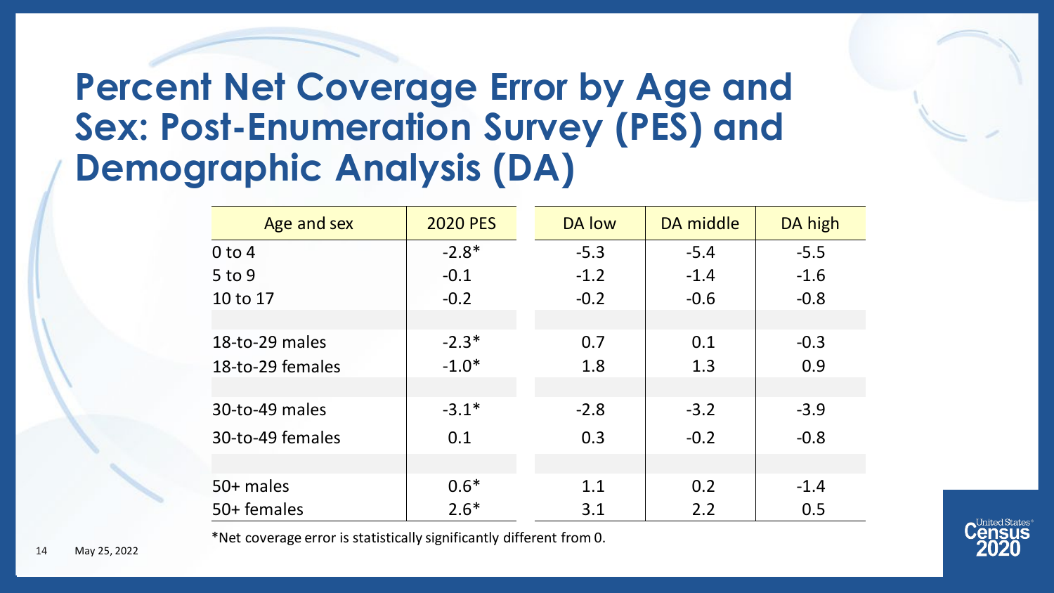# Percent Net Coverage Error by Age and Sex: Post-Enumeration Survey (PES) and Demographic Analysis (DA)

| Age and sex | 2020 PES | DA low | DA middle | DA high |
|---|---|---|---|---|
| 0 to 4 | -2.8* | -5.3 | -5.4 | -5.5 |
| 5 to 9 | -0.1 | -1.2 | -1.4 | -1.6 |
| 10 to 17 | -0.2 | -0.2 | -0.6 | -0.8 |
| | | | | |
| 18-to-29 males | -2.3* | 0.7 | 0.1 | -0.3 |
| 18-to-29 females | -1.0* | 1.8 | 1.3 | 0.9 |
| | | | | |
| 30-to-49 males | -3.1* | -2.8 | -3.2 | -3.9 |
| 30-to-49 females | 0.1 | 0.3 | -0.2 | -0.8 |
| | | | | |
| 50+ males | 0.6* | 1.1 | 0.2 | -1.4 |
| 50+ females | 2.6* | 3.1 | 2.2 | 0.5 |

*Net coverage error is statistically significantly different from 0.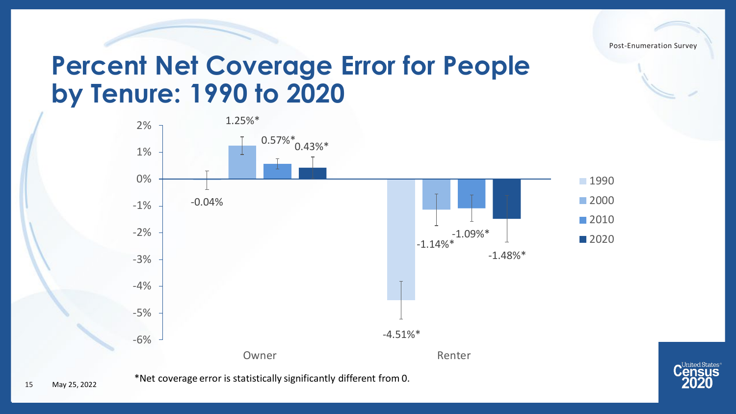Post-Enumeration Survey

# Percent Net Coverage Error for People by Tenure: 1990 to 2020

| Tenure | 1990 | 2000 | 2010 | 2020 |
|---|---|---|---|---|
| Owner | -0.04% | 1.25%* | 0.57%* | 0.43%* |
| Renter | -4.51%* | -1.14%* | -1.09%* | -1.48%* |

*Net coverage error is statistically significantly different from 0.

May 25, 2022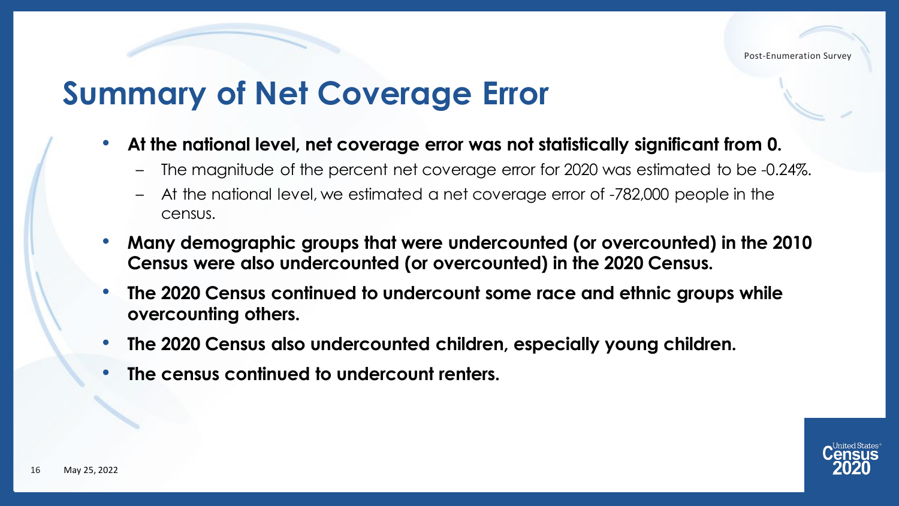# Summary of Net Coverage Error

- **At the national level, net coverage error was not statistically significant from 0.**
  - The magnitude of the percent net coverage error for 2020 was estimated to be -0.24%.
  - At the national level, we estimated a net coverage error of -782,000 people in the census.
- **Many demographic groups that were undercounted (or overcounted) in the 2010 Census were also undercounted (or overcounted) in the 2020 Census.**
- **The 2020 Census continued to undercount some race and ethnic groups while overcounting others.**
- **The 2020 Census also undercounted children, especially young children.**
- **The census continued to undercount renters.**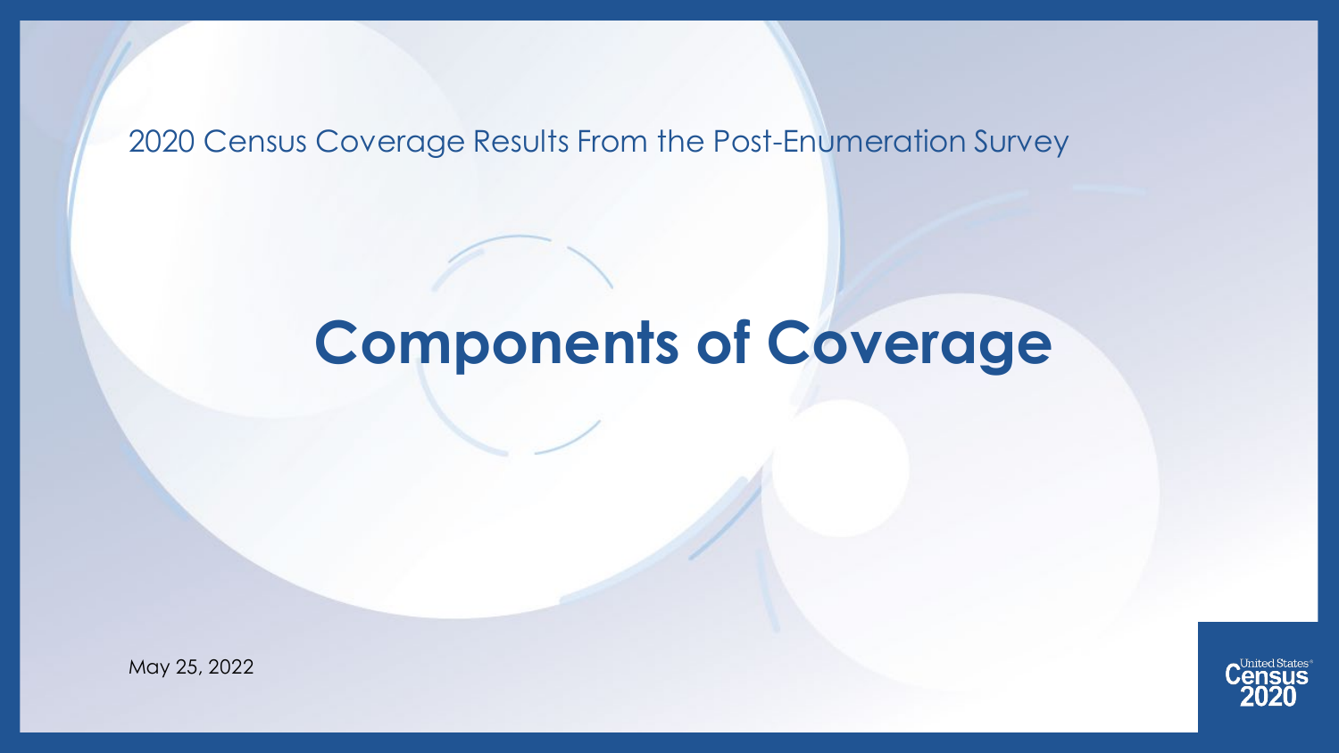2020 Census Coverage Results From the Post-Enumeration Survey

# Components of Coverage

May 25, 2022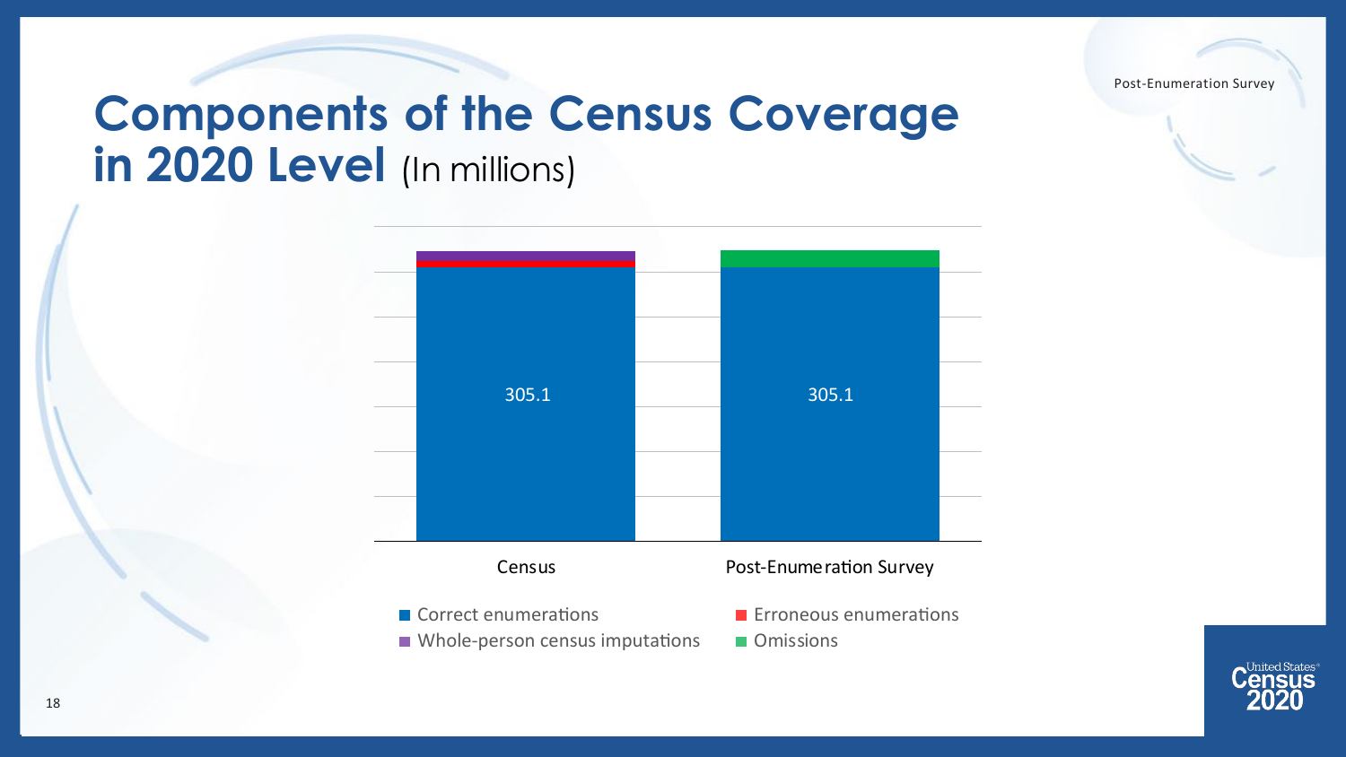# Components of the Census Coverage in 2020 Level (In millions)

| | Census | Post-Enumeration Survey |
|---|---|---|
| Correct enumerations | 305.1 | 305.1 |

- Correct enumerations
- Erroneous enumerations
- Whole-person census imputations
- Omissions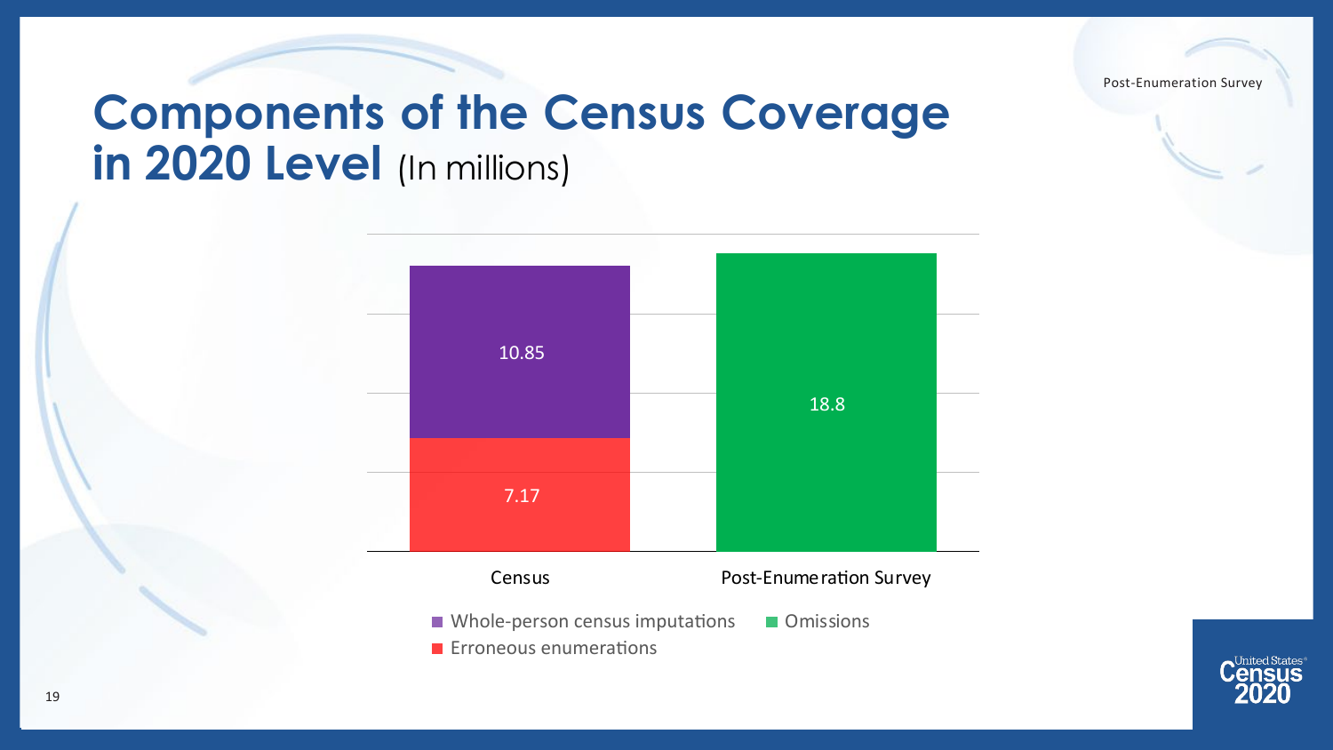# Components of the Census Coverage in 2020 Level (In millions)

| | Erroneous enumerations | Whole-person census imputations | Omissions |
|---|---|---|---|
| Census | 7.17 | 10.85 | |
| Post-Enumeration Survey | | | 18.8 |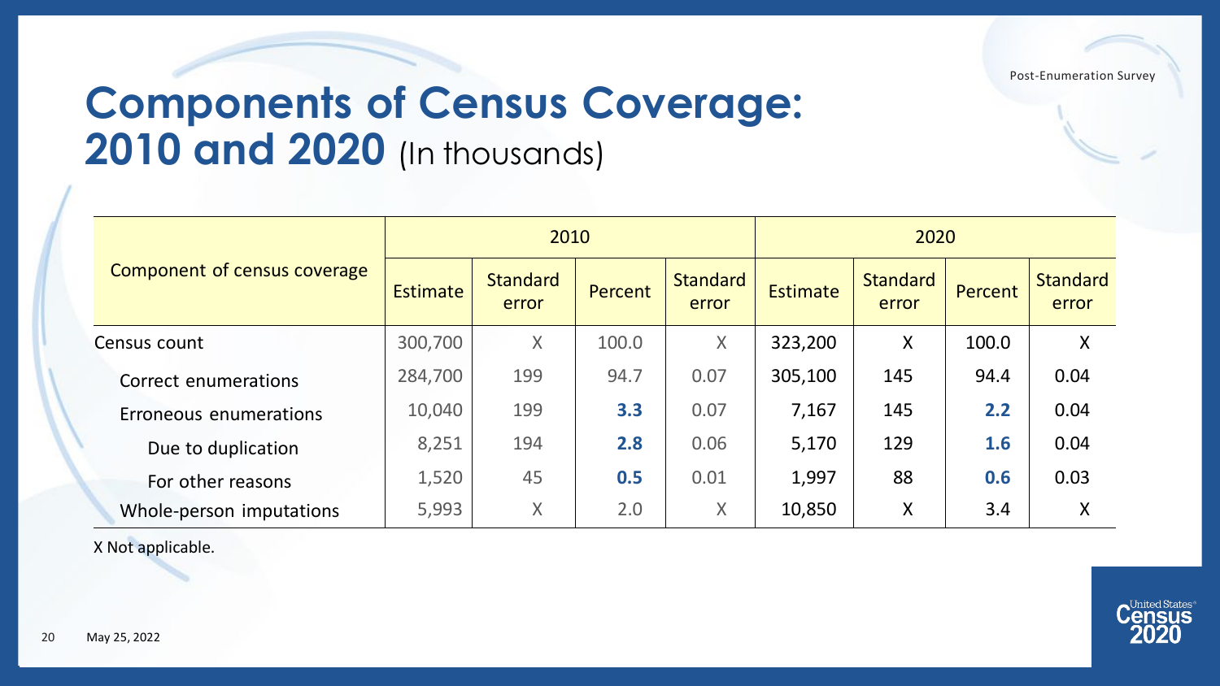# Components of Census Coverage: 2010 and 2020 (In thousands)

| Component of census coverage | 2010 | | | | 2020 | | | |
|---|---|---|---|---|---|---|---|---|
| | Estimate | Standard error | Percent | Standard error | Estimate | Standard error | Percent | Standard error |
| Census count | 300,700 | X | 100.0 | X | 323,200 | X | 100.0 | X |
| Correct enumerations | 284,700 | 199 | 94.7 | 0.07 | 305,100 | 145 | 94.4 | 0.04 |
| Erroneous enumerations | 10,040 | 199 | **3.3** | 0.07 | 7,167 | 145 | **2.2** | 0.04 |
| Due to duplication | 8,251 | 194 | **2.8** | 0.06 | 5,170 | 129 | **1.6** | 0.04 |
| For other reasons | 1,520 | 45 | **0.5** | 0.01 | 1,997 | 88 | **0.6** | 0.03 |
| Whole-person imputations | 5,993 | X | 2.0 | X | 10,850 | X | 3.4 | X |

X Not applicable.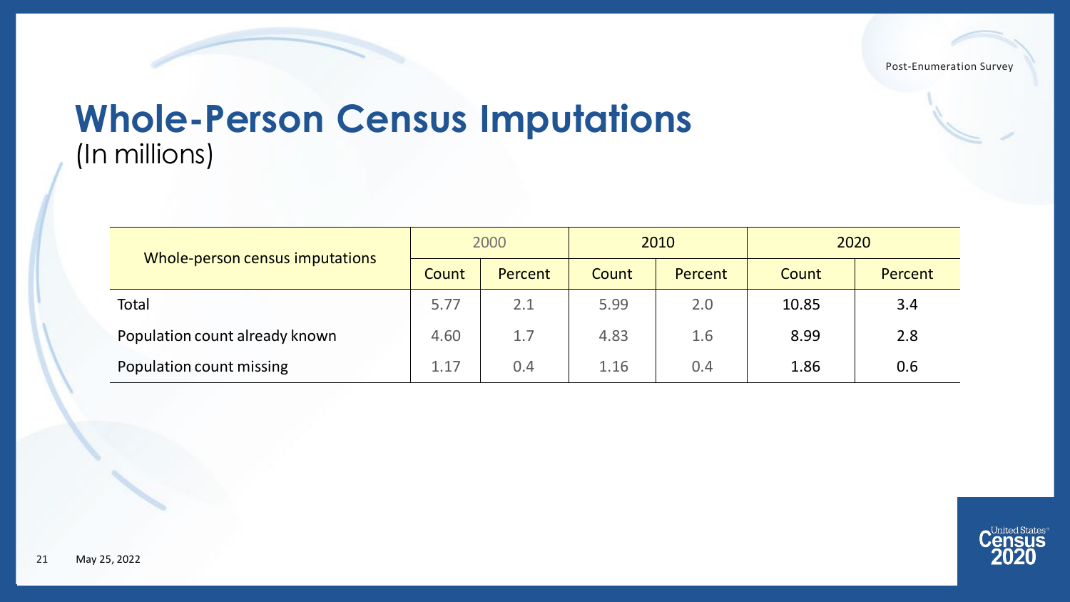# Whole-Person Census Imputations

(In millions)

| Whole-person census imputations | 2000 | | 2010 | | 2020 | |
|---|---|---|---|---|---|---|
| | Count | Percent | Count | Percent | Count | Percent |
| Total | 5.77 | 2.1 | 5.99 | 2.0 | 10.85 | 3.4 |
| Population count already known | 4.60 | 1.7 | 4.83 | 1.6 | 8.99 | 2.8 |
| Population count missing | 1.17 | 0.4 | 1.16 | 0.4 | 1.86 | 0.6 |

May 25, 2022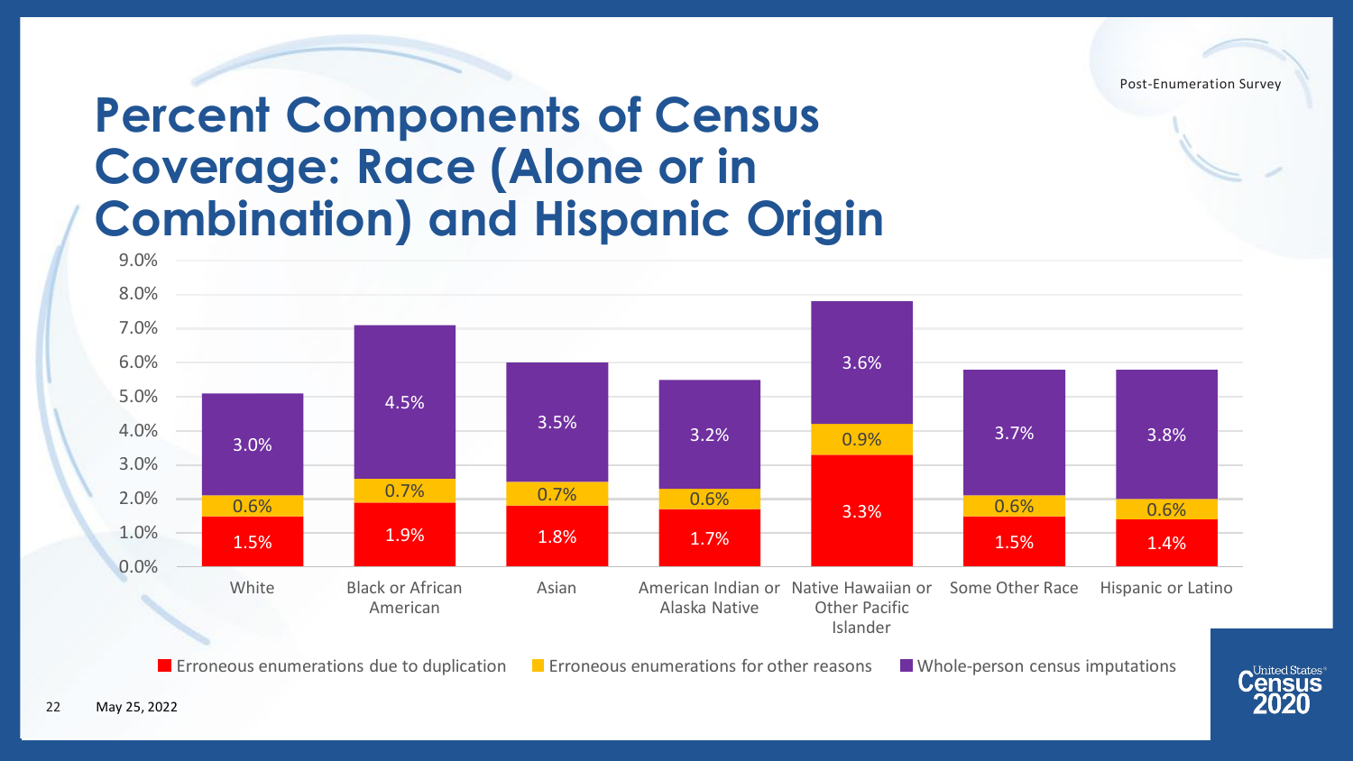Post-Enumeration Survey

# Percent Components of Census Coverage: Race (Alone or in Combination) and Hispanic Origin

| | White | Black or African American | Asian | American Indian or Alaska Native | Native Hawaiian or Other Pacific Islander | Some Other Race | Hispanic or Latino |
|---|---|---|---|---|---|---|---|
| Erroneous enumerations due to duplication | 1.5% | 1.9% | 1.8% | 1.7% | 3.3% | 1.5% | 1.4% |
| Erroneous enumerations for other reasons | 0.6% | 0.7% | 0.7% | 0.6% | 0.9% | 0.6% | 0.6% |
| Whole-person census imputations | 3.0% | 4.5% | 3.5% | 3.2% | 3.6% | 3.7% | 3.8% |

May 25, 2022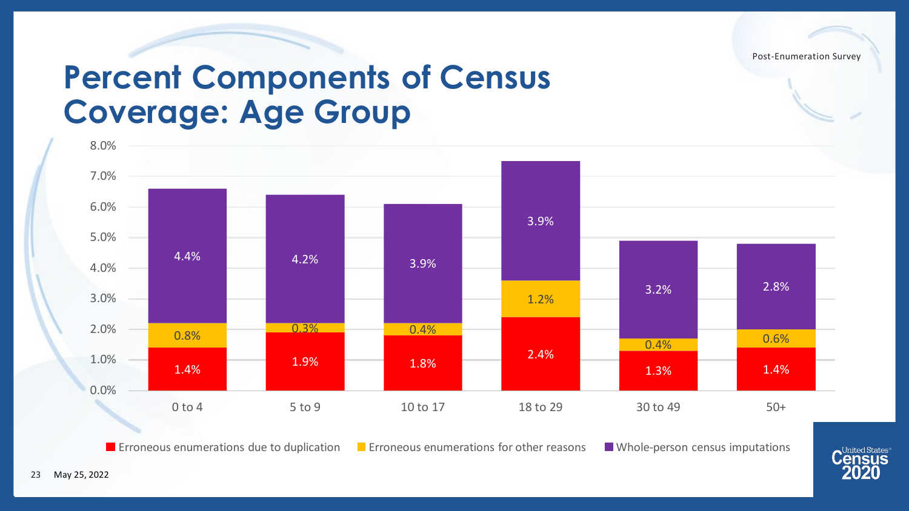# Percent Components of Census Coverage: Age Group

Post-Enumeration Survey

| Age Group | Erroneous enumerations due to duplication | Erroneous enumerations for other reasons | Whole-person census imputations |
|---|---|---|---|
| 0 to 4 | 1.4% | 0.8% | 4.4% |
| 5 to 9 | 1.9% | 0.3% | 4.2% |
| 10 to 17 | 1.8% | 0.4% | 3.9% |
| 18 to 29 | 2.4% | 1.2% | 3.9% |
| 30 to 49 | 1.3% | 0.4% | 3.2% |
| 50+ | 1.4% | 0.6% | 2.8% |

May 25, 2022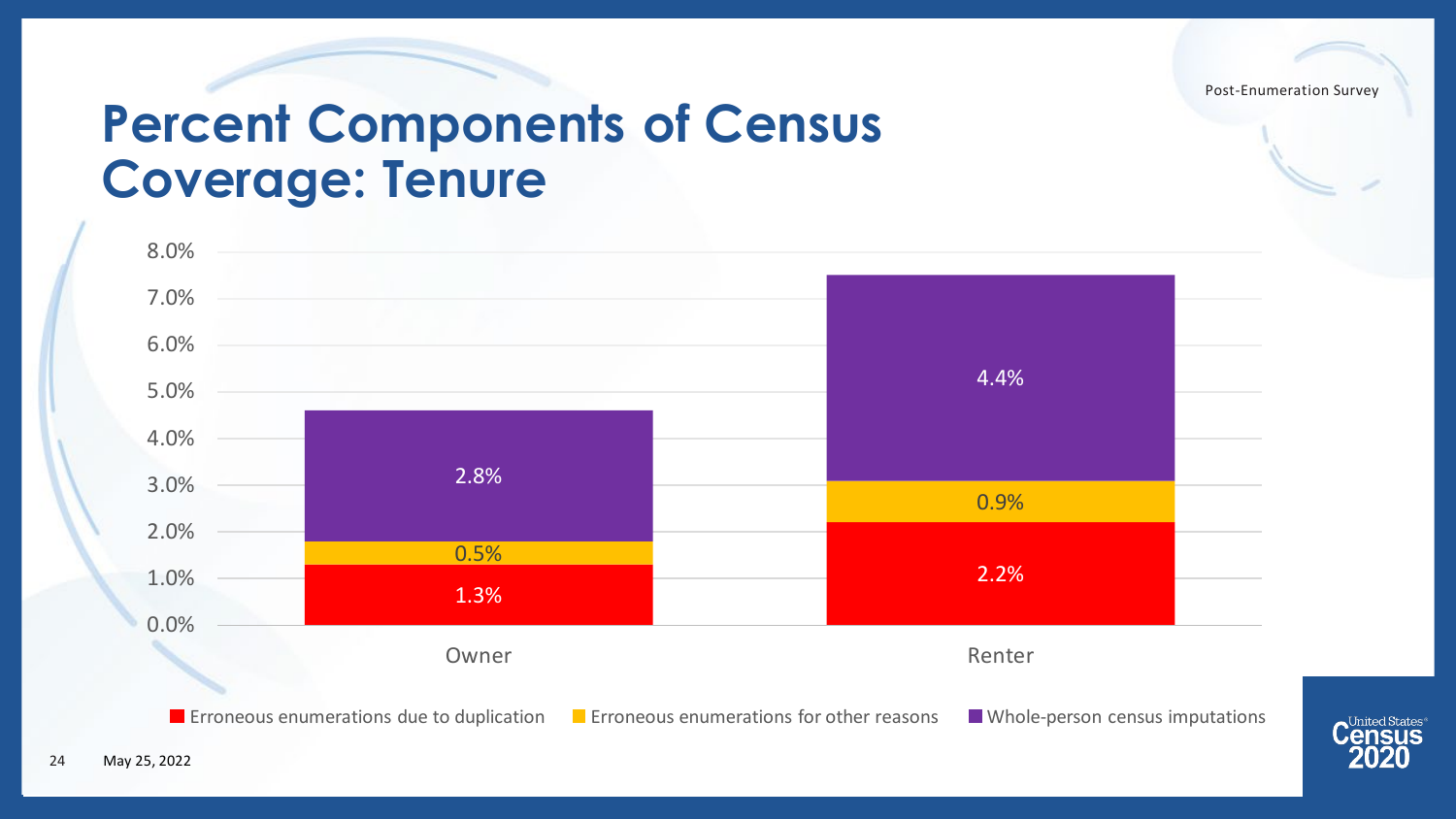# Percent Components of Census Coverage: Tenure

| | Erroneous enumerations due to duplication | Erroneous enumerations for other reasons | Whole-person census imputations |
|---|---|---|---|
| Owner | 1.3% | 0.5% | 2.8% |
| Renter | 2.2% | 0.9% | 4.4% |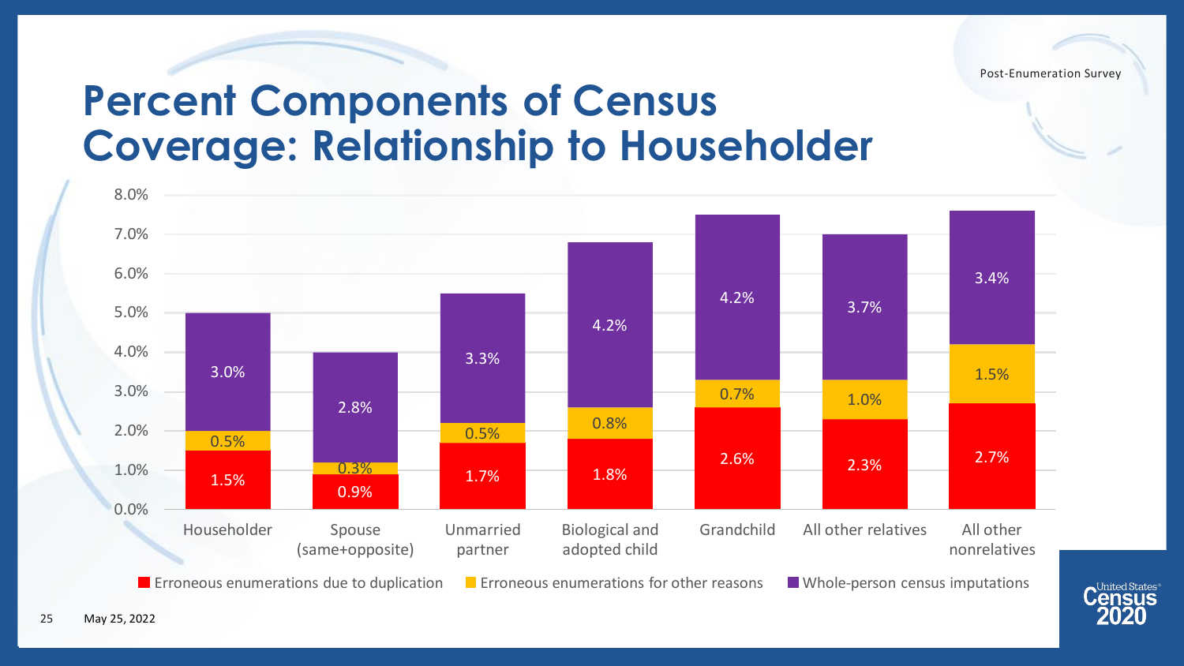Post-Enumeration Survey

# Percent Components of Census Coverage: Relationship to Householder

| Relationship to Householder | Erroneous enumerations due to duplication | Erroneous enumerations for other reasons | Whole-person census imputations |
|---|---|---|---|
| Householder | 1.5% | 0.5% | 3.0% |
| Spouse (same+opposite) | 0.9% | 0.3% | 2.8% |
| Unmarried partner | 1.7% | 0.5% | 3.3% |
| Biological and adopted child | 1.8% | 0.8% | 4.2% |
| Grandchild | 2.6% | 0.7% | 4.2% |
| All other relatives | 2.3% | 1.0% | 3.7% |
| All other nonrelatives | 2.7% | 1.5% | 3.4% |

May 25, 2022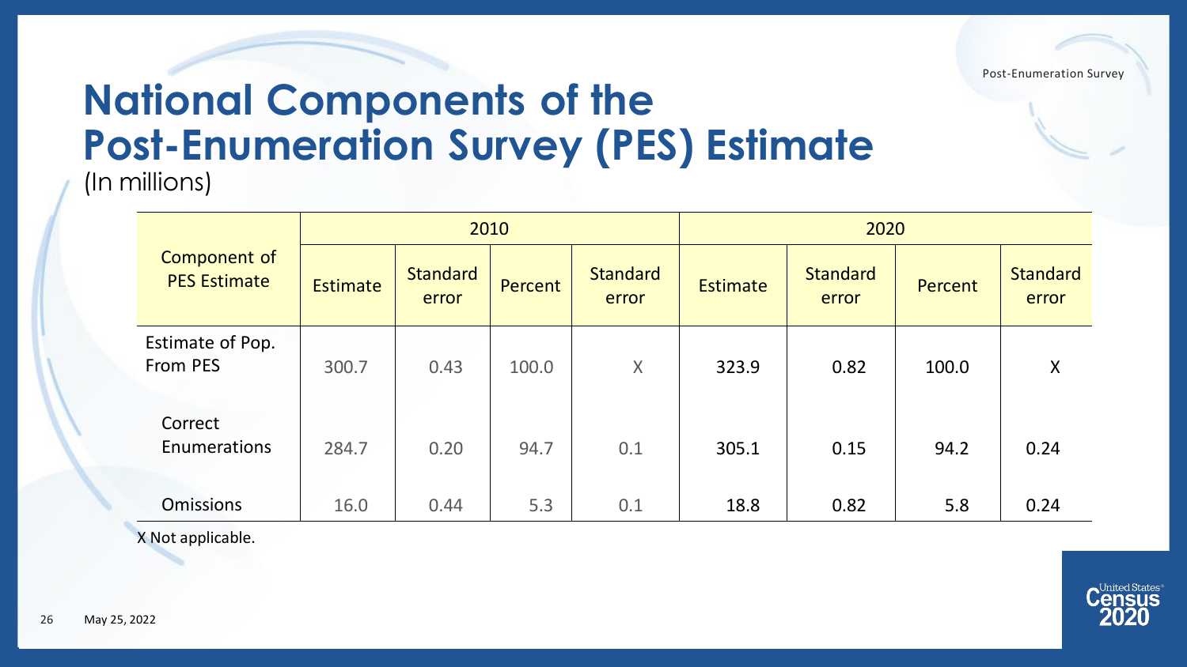# National Components of the Post-Enumeration Survey (PES) Estimate

(In millions)

| Component of PES Estimate | 2010 | | | | 2020 | | | |
|---|---|---|---|---|---|---|---|---|
| | Estimate | Standard error | Percent | Standard error | Estimate | Standard error | Percent | Standard error |
| Estimate of Pop. From PES | 300.7 | 0.43 | 100.0 | X | 323.9 | 0.82 | 100.0 | X |
| Correct Enumerations | 284.7 | 0.20 | 94.7 | 0.1 | 305.1 | 0.15 | 94.2 | 0.24 |
| Omissions | 16.0 | 0.44 | 5.3 | 0.1 | 18.8 | 0.82 | 5.8 | 0.24 |

X Not applicable.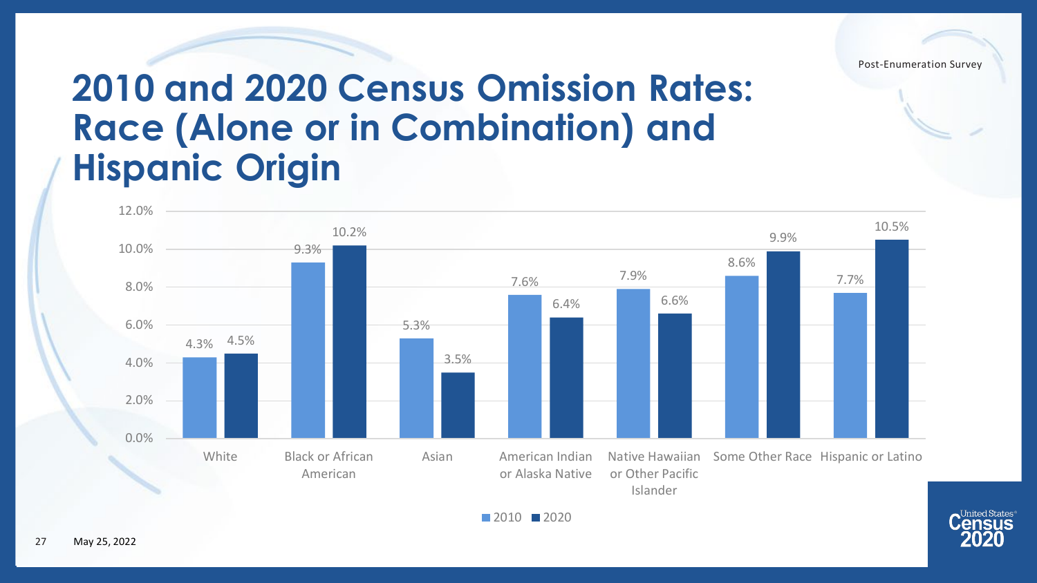# 2010 and 2020 Census Omission Rates: Race (Alone or in Combination) and Hispanic Origin

Post-Enumeration Survey

| | 2010 | 2020 |
|---|---|---|
| White | 4.3% | 4.5% |
| Black or African American | 9.3% | 10.2% |
| Asian | 5.3% | 3.5% |
| American Indian or Alaska Native | 7.6% | 6.4% |
| Native Hawaiian or Other Pacific Islander | 7.9% | 6.6% |
| Some Other Race | 8.6% | 9.9% |
| Hispanic or Latino | 7.7% | 10.5% |

May 25, 2022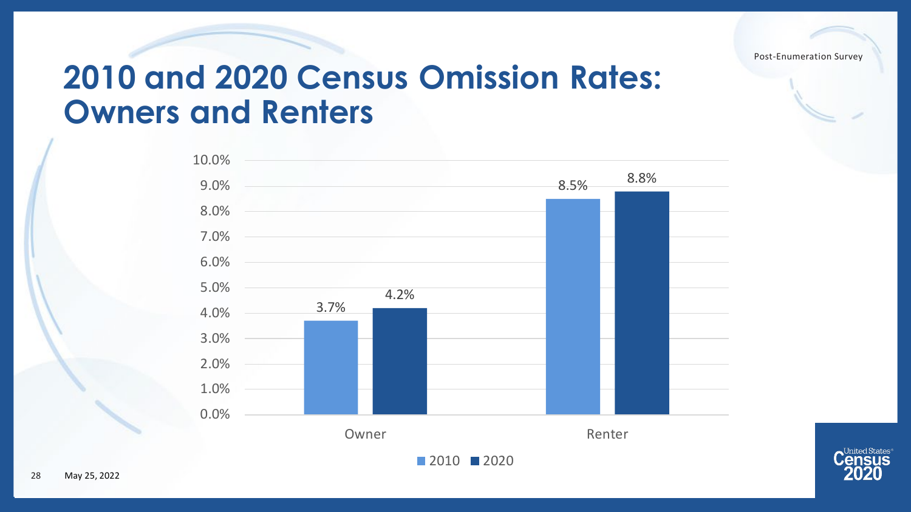# 2010 and 2020 Census Omission Rates: Owners and Renters

| | 2010 | 2020 |
|---|---|---|
| Owner | 3.7% | 4.2% |
| Renter | 8.5% | 8.8% |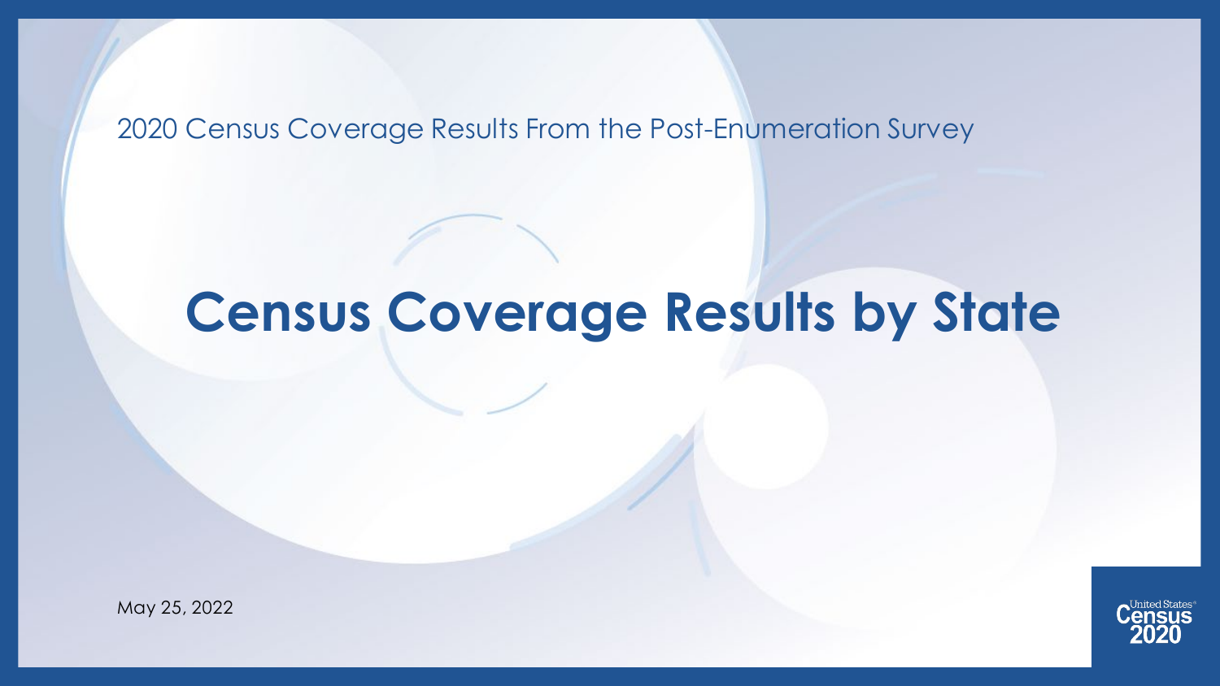2020 Census Coverage Results From the Post-Enumeration Survey

# Census Coverage Results by State

May 25, 2022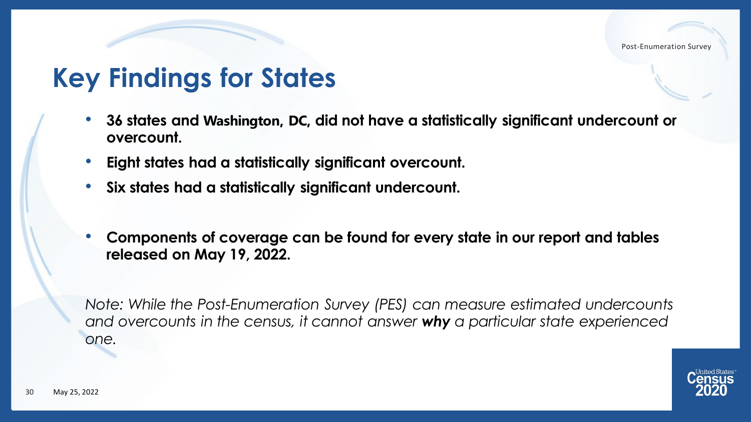# Key Findings for States

- **36 states and Washington, DC, did not have a statistically significant undercount or overcount.**
- **Eight states had a statistically significant overcount.**
- **Six states had a statistically significant undercount.**
- **Components of coverage can be found for every state in our report and tables released on May 19, 2022.**

*Note: While the Post-Enumeration Survey (PES) can measure estimated undercounts and overcounts in the census, it cannot answer **why** a particular state experienced one.*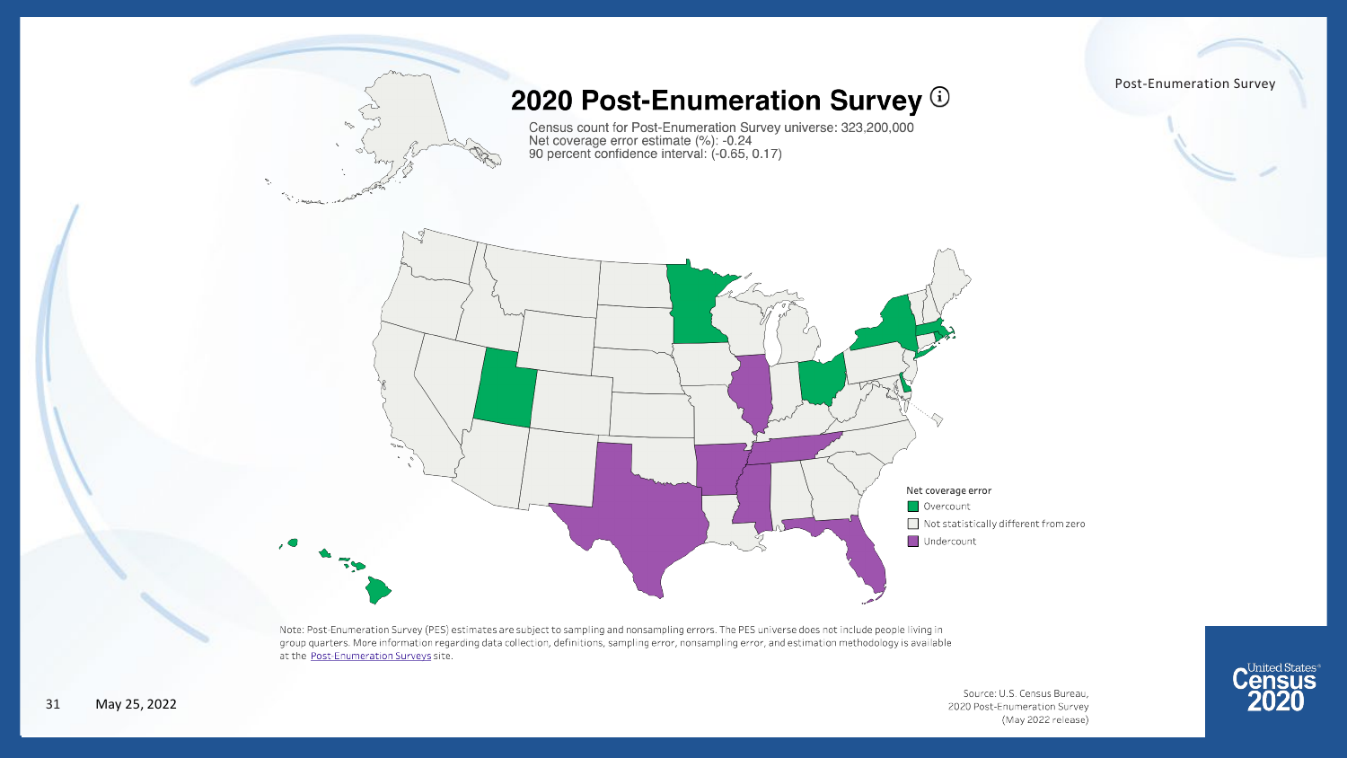# 2020 Post-Enumeration Survey

Census count for Post-Enumeration Survey universe: 323,200,000
Net coverage error estimate (%): -0.24
90 percent confidence interval: (-0.65, 0.17)

Net coverage error
- Overcount
- Not statistically different from zero
- Undercount

Note: Post-Enumeration Survey (PES) estimates are subject to sampling and nonsampling errors. The PES universe does not include people living in group quarters. More information regarding data collection, definitions, sampling error, nonsampling error, and estimation methodology is available at the Post-Enumeration Surveys site.

Source: U.S. Census Bureau, 2020 Post-Enumeration Survey (May 2022 release)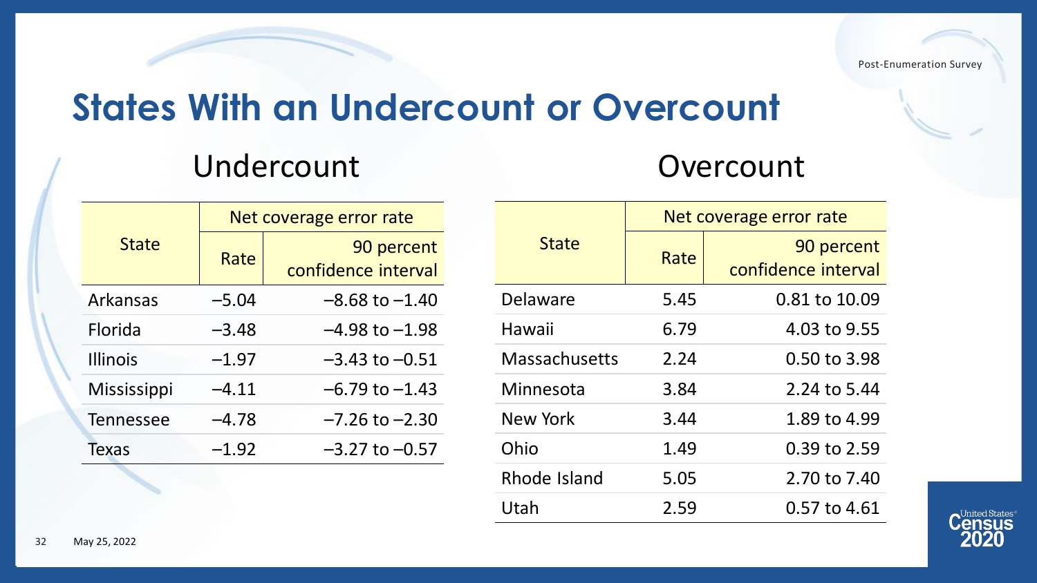# States With an Undercount or Overcount

## Undercount

| State | Net coverage error rate | |
|---|---|---|
| | Rate | 90 percent confidence interval |
| Arkansas | –5.04 | –8.68 to –1.40 |
| Florida | –3.48 | –4.98 to –1.98 |
| Illinois | –1.97 | –3.43 to –0.51 |
| Mississippi | –4.11 | –6.79 to –1.43 |
| Tennessee | –4.78 | –7.26 to –2.30 |
| Texas | –1.92 | –3.27 to –0.57 |

## Overcount

| State | Net coverage error rate | |
|---|---|---|
| | Rate | 90 percent confidence interval |
| Delaware | 5.45 | 0.81 to 10.09 |
| Hawaii | 6.79 | 4.03 to 9.55 |
| Massachusetts | 2.24 | 0.50 to 3.98 |
| Minnesota | 3.84 | 2.24 to 5.44 |
| New York | 3.44 | 1.89 to 4.99 |
| Ohio | 1.49 | 0.39 to 2.59 |
| Rhode Island | 5.05 | 2.70 to 7.40 |
| Utah | 2.59 | 0.57 to 4.61 |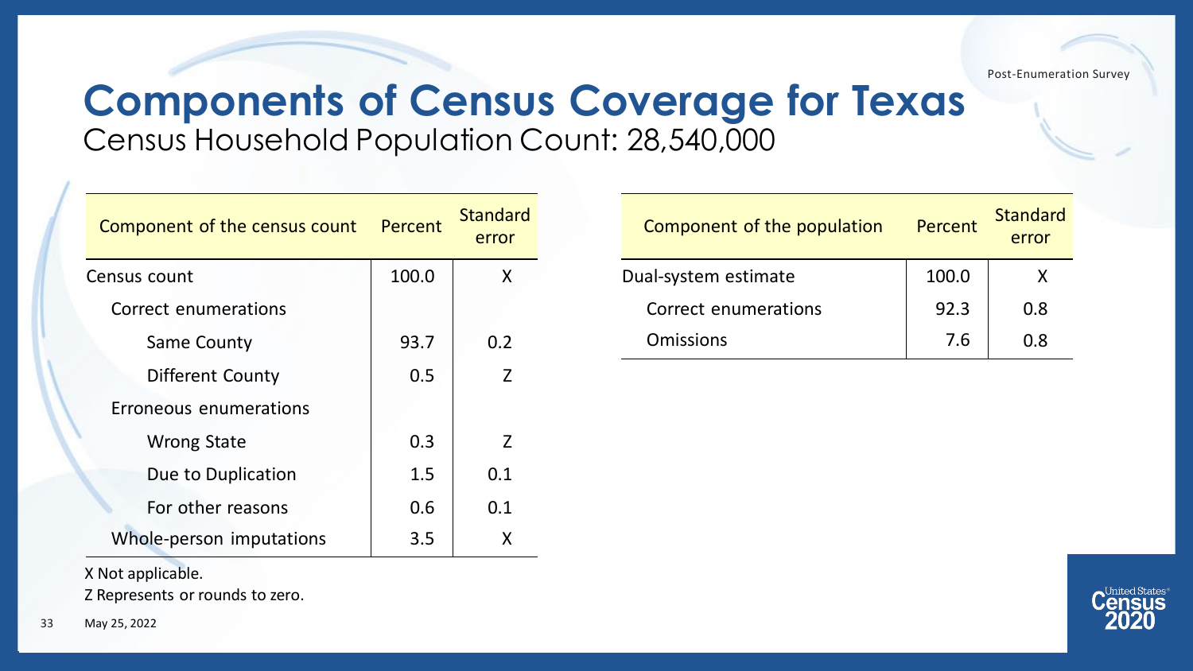# Components of Census Coverage for Texas

Census Household Population Count: 28,540,000

| Component of the census count | Percent | Standard error |
|---|---|---|
| Census count | 100.0 | X |
| Correct enumerations | | |
| Same County | 93.7 | 0.2 |
| Different County | 0.5 | Z |
| Erroneous enumerations | | |
| Wrong State | 0.3 | Z |
| Due to Duplication | 1.5 | 0.1 |
| For other reasons | 0.6 | 0.1 |
| Whole-person imputations | 3.5 | X |

X Not applicable.

Z Represents or rounds to zero.

| Component of the population | Percent | Standard error |
|---|---|---|
| Dual-system estimate | 100.0 | X |
| Correct enumerations | 92.3 | 0.8 |
| Omissions | 7.6 | 0.8 |

May 25, 2022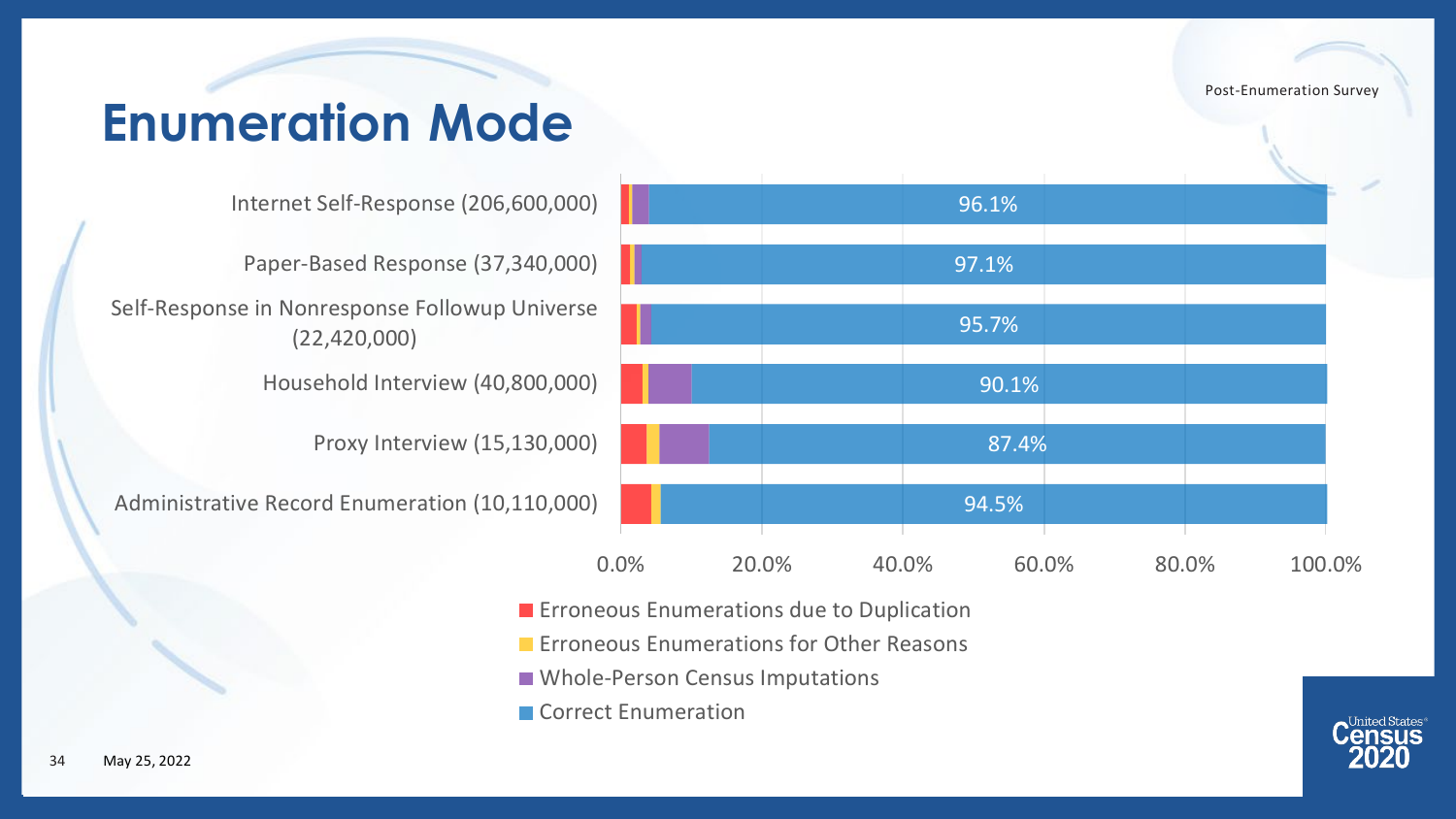# Enumeration Mode

| Enumeration Mode | Correct Enumeration |
| --- | --- |
| Internet Self-Response (206,600,000) | 96.1% |
| Paper-Based Response (37,340,000) | 97.1% |
| Self-Response in Nonresponse Followup Universe (22,420,000) | 95.7% |
| Household Interview (40,800,000) | 90.1% |
| Proxy Interview (15,130,000) | 87.4% |
| Administrative Record Enumeration (10,110,000) | 94.5% |

0.0% 20.0% 40.0% 60.0% 80.0% 100.0%

- Erroneous Enumerations due to Duplication
- Erroneous Enumerations for Other Reasons
- Whole-Person Census Imputations
- Correct Enumeration

May 25, 2022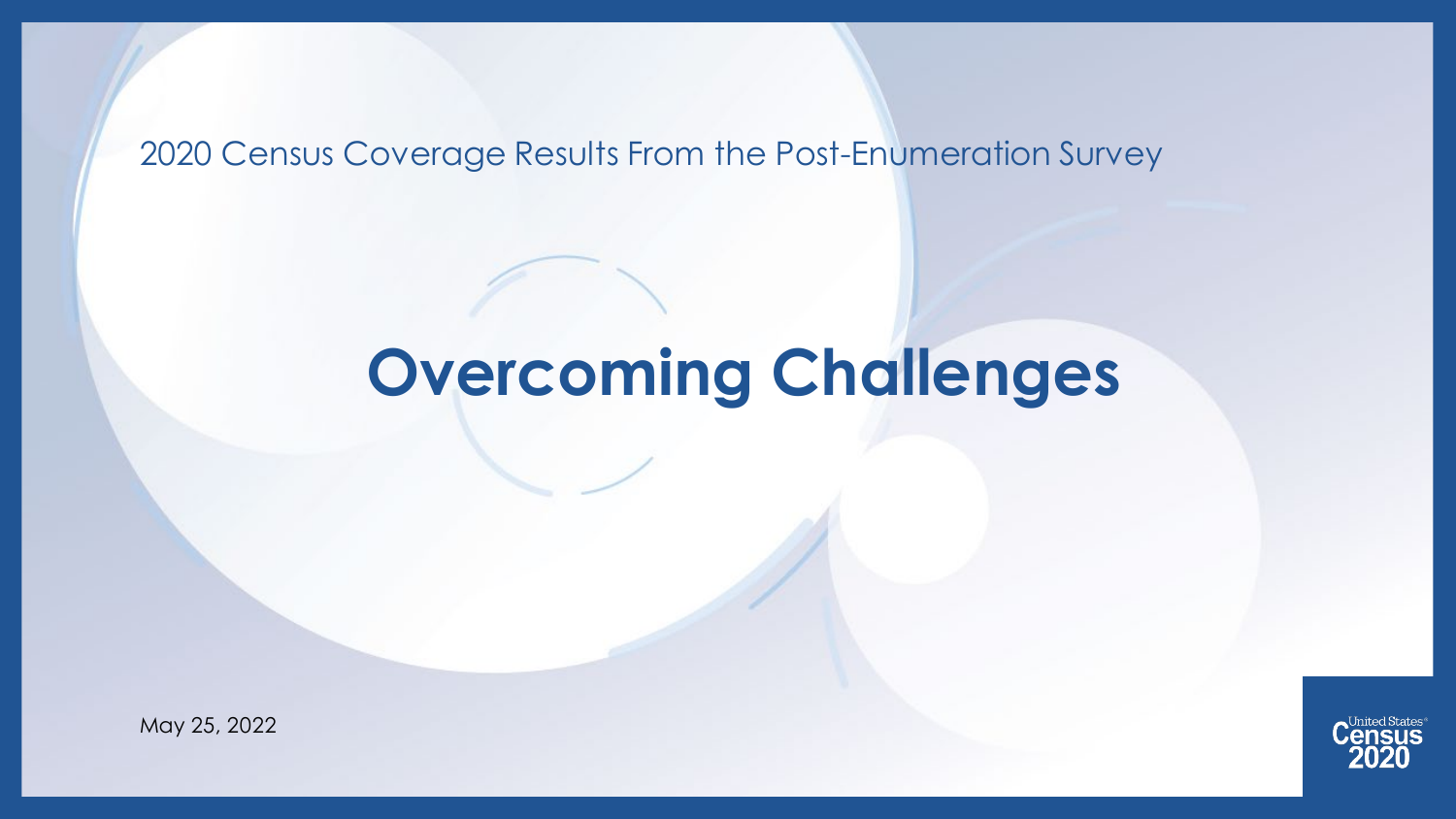2020 Census Coverage Results From the Post-Enumeration Survey

# Overcoming Challenges

May 25, 2022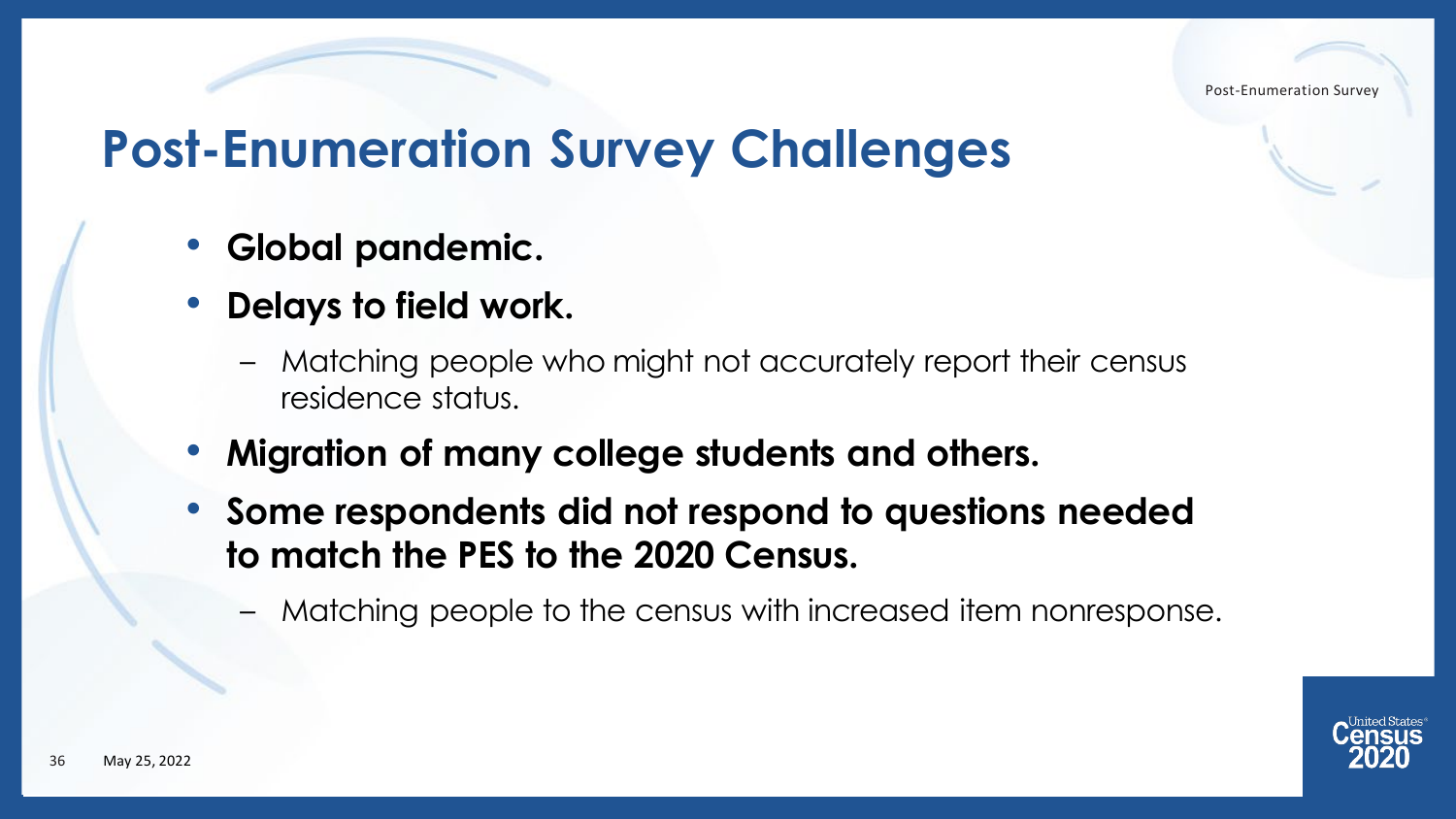# Post-Enumeration Survey Challenges

- **Global pandemic.**
- **Delays to field work.**
  - Matching people who might not accurately report their census residence status.
- **Migration of many college students and others.**
- **Some respondents did not respond to questions needed to match the PES to the 2020 Census.**
  - Matching people to the census with increased item nonresponse.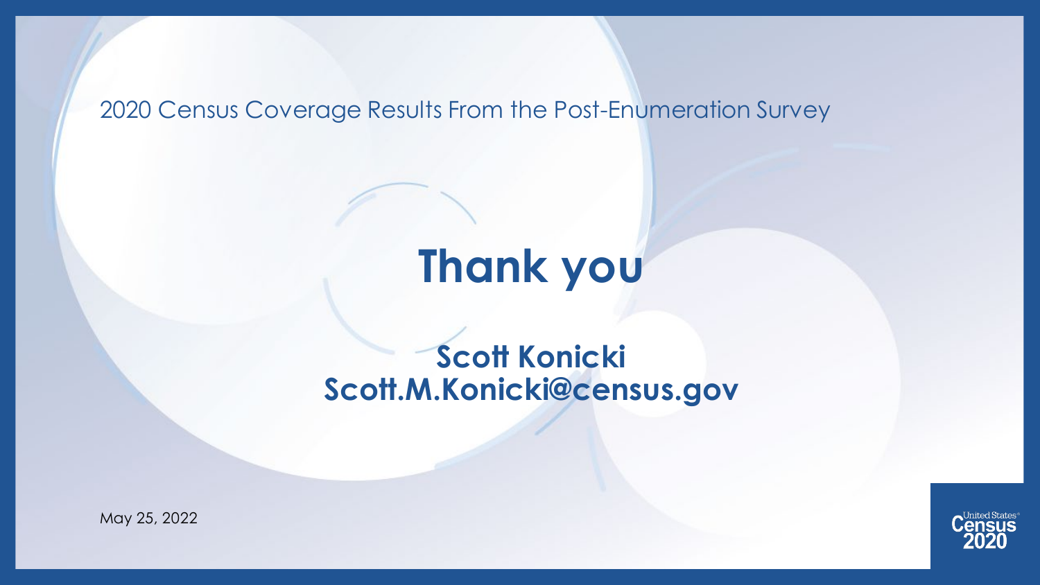2020 Census Coverage Results From the Post-Enumeration Survey

# Thank you

**Scott Konicki**
**Scott.M.Konicki@census.gov**

May 25, 2022